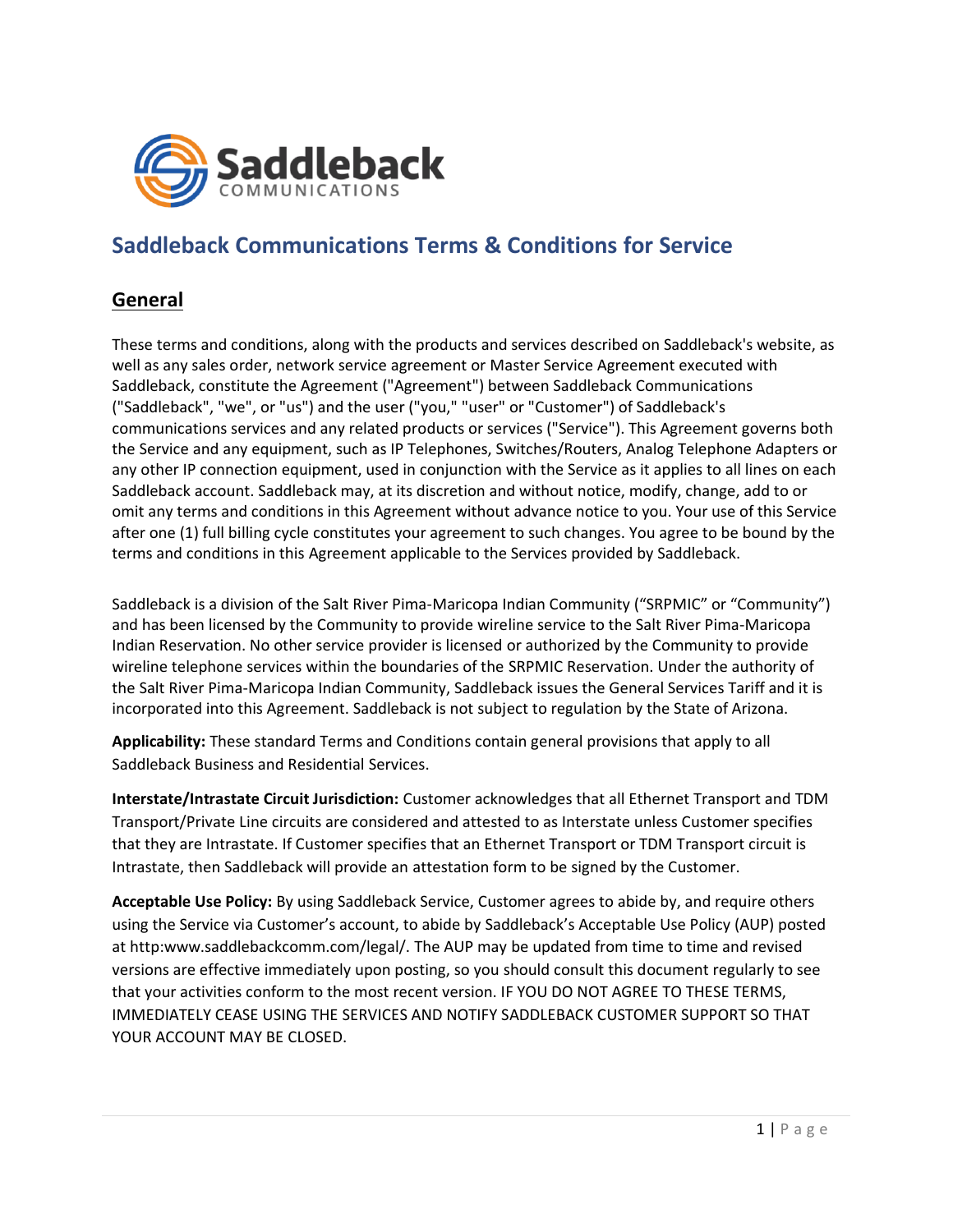# Saddleback Communications Terms & Conditions for Service

## General

These terms and conditions, along with the products and services described on Saddleback's website, as well as any sales order, network service agreement or Master Service Agreement executed with Saddleback, constitute the Agreement ("Agreement") between Saddleback Communications ("Saddleback", "we", or "us") and the user ("you," "user" or "Customer") of Saddleback's communications services and any related products or services ("Service"). This Agreement governs both the Service and any equipment, such as IP Telephones, Switches/Routers, Analog Telephone Adapters or any other IP connection equipment, used in conjunction with the Service as it applies to all lines on each Saddleback account. Saddleback may, at its discretion and without notice, modify, change, add to or omit any terms and conditions in this Agreement without advance notice to you. Your use of this Service after one (1) full billing cycle constitutes your agreement to such changes. You agree to be bound by the terms and conditions in this Agreement applicable to the Services provided by Saddleback.

Saddleback is a division of the Salt River Pima-Maricopa Indian Community ("SRPMIC" or "Community") and has been licensed by the Community to provide wireline service to the Salt River Pima-Maricopa Indian Reservation. No other service provider is licensed or authorized by the Community to provide wireline telephone services within the boundaries of the SRPMIC Reservation. Under the authority of the Salt River Pima-Maricopa Indian Community, Saddleback issues the General Services Tariff and it is incorporated into this Agreement. Saddleback is not subject to regulation by the State of Arizona.

**Applicability:** These standard Terms and Conditions contain general provisions that apply to all Saddleback Business and Residential Services.

**Interstate/Intrastate Circuit Jurisdiction:** Customer acknowledges that all Ethernet Transport and TDM Transport/Private Line circuits are considered and attested to as Interstate unless Customer specifies that they are Intrastate. If Customer specifies that an Ethernet Transport or TDM Transport circuit is Intrastate, then Saddleback will provide an attestation form to be signed by the Customer.

**Acceptable Use Policy:** By using Saddleback Service, Customer agrees to abide by, and require others using the Service via Customer's account, to abide by Saddleback's Acceptable Use Policy (AUP) posted at http:www.saddlebackcomm.com/legal/. The AUP may be updated from time to time and revised versions are effective immediately upon posting, so you should consult this document regularly to see that your activities conform to the most recent version. IF YOU DO NOT AGREE TO THESE TERMS, IMMEDIATELY CEASE USING THE SERVICES AND NOTIFY SADDLEBACK CUSTOMER SUPPORT SO THAT YOUR ACCOUNT MAY BE CLOSED.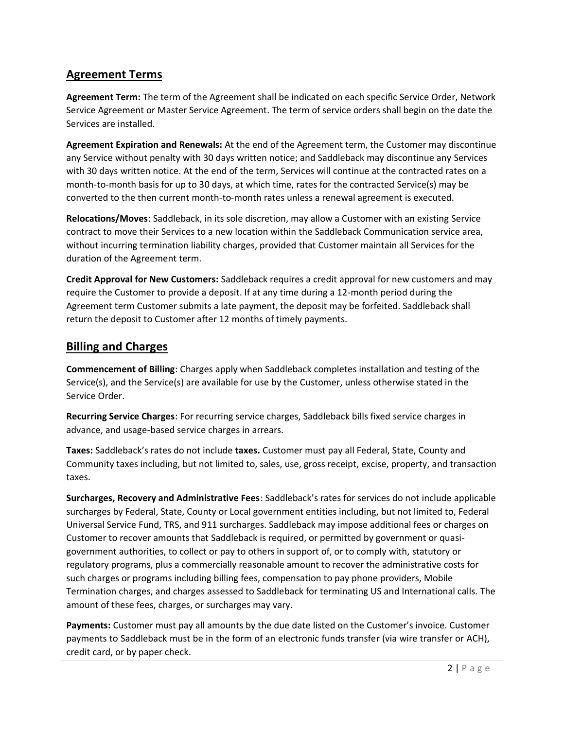## Agreement Terms

**Agreement Term:** The term of the Agreement shall be indicated on each specific Service Order, Network Service Agreement or Master Service Agreement. The term of service orders shall begin on the date the Services are installed.

**Agreement Expiration and Renewals:** At the end of the Agreement term, the Customer may discontinue any Service without penalty with 30 days written notice; and Saddleback may discontinue any Services with 30 days written notice. At the end of the term, Services will continue at the contracted rates on a month-to-month basis for up to 30 days, at which time, rates for the contracted Service(s) may be converted to the then current month-to-month rates unless a renewal agreement is executed.

**Relocations/Moves**: Saddleback, in its sole discretion, may allow a Customer with an existing Service contract to move their Services to a new location within the Saddleback Communication service area, without incurring termination liability charges, provided that Customer maintain all Services for the duration of the Agreement term.

**Credit Approval for New Customers:** Saddleback requires a credit approval for new customers and may require the Customer to provide a deposit. If at any time during a 12-month period during the Agreement term Customer submits a late payment, the deposit may be forfeited. Saddleback shall return the deposit to Customer after 12 months of timely payments.

## Billing and Charges

**Commencement of Billing**: Charges apply when Saddleback completes installation and testing of the Service(s), and the Service(s) are available for use by the Customer, unless otherwise stated in the Service Order.

**Recurring Service Charges**: For recurring service charges, Saddleback bills fixed service charges in advance, and usage-based service charges in arrears.

**Taxes:** Saddleback's rates do not include **taxes.** Customer must pay all Federal, State, County and Community taxes including, but not limited to, sales, use, gross receipt, excise, property, and transaction taxes.

**Surcharges, Recovery and Administrative Fees**: Saddleback's rates for services do not include applicable surcharges by Federal, State, County or Local government entities including, but not limited to, Federal Universal Service Fund, TRS, and 911 surcharges. Saddleback may impose additional fees or charges on Customer to recover amounts that Saddleback is required, or permitted by government or quasi-government authorities, to collect or pay to others in support of, or to comply with, statutory or regulatory programs, plus a commercially reasonable amount to recover the administrative costs for such charges or programs including billing fees, compensation to pay phone providers, Mobile Termination charges, and charges assessed to Saddleback for terminating US and International calls. The amount of these fees, charges, or surcharges may vary.

**Payments:** Customer must pay all amounts by the due date listed on the Customer's invoice. Customer payments to Saddleback must be in the form of an electronic funds transfer (via wire transfer or ACH), credit card, or by paper check.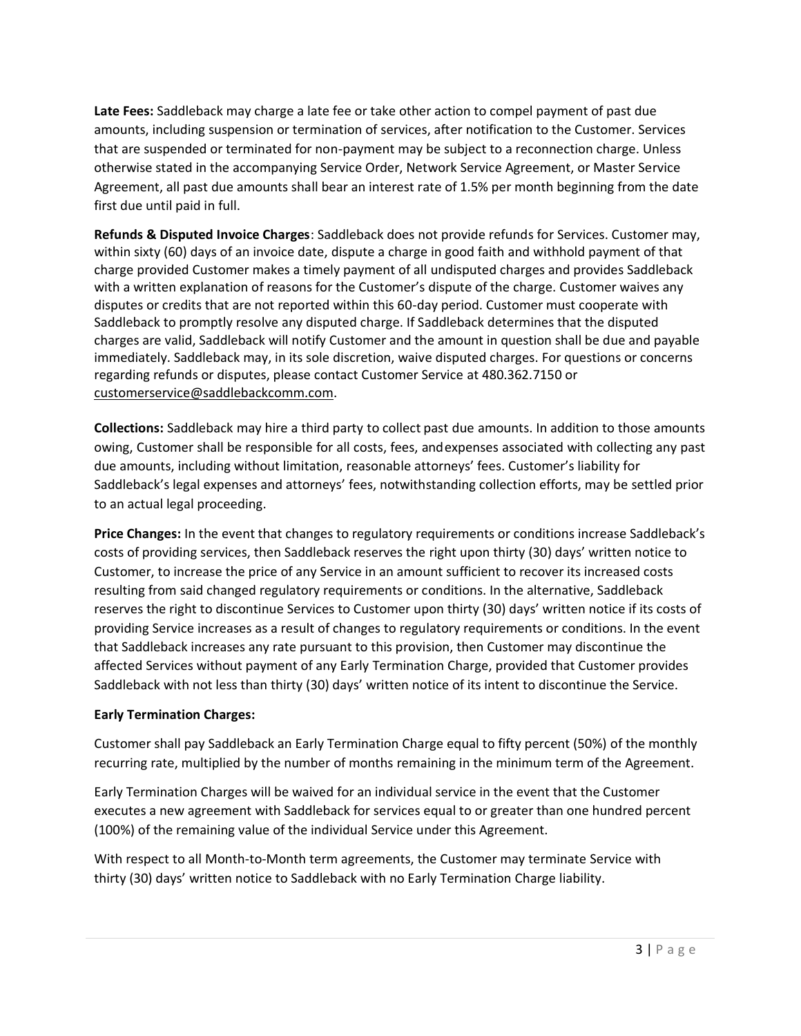**Late Fees:** Saddleback may charge a late fee or take other action to compel payment of past due amounts, including suspension or termination of services, after notification to the Customer. Services that are suspended or terminated for non-payment may be subject to a reconnection charge. Unless otherwise stated in the accompanying Service Order, Network Service Agreement, or Master Service Agreement, all past due amounts shall bear an interest rate of 1.5% per month beginning from the date first due until paid in full.

**Refunds & Disputed Invoice Charges**: Saddleback does not provide refunds for Services. Customer may, within sixty (60) days of an invoice date, dispute a charge in good faith and withhold payment of that charge provided Customer makes a timely payment of all undisputed charges and provides Saddleback with a written explanation of reasons for the Customer's dispute of the charge. Customer waives any disputes or credits that are not reported within this 60-day period. Customer must cooperate with Saddleback to promptly resolve any disputed charge. If Saddleback determines that the disputed charges are valid, Saddleback will notify Customer and the amount in question shall be due and payable immediately. Saddleback may, in its sole discretion, waive disputed charges. For questions or concerns regarding refunds or disputes, please contact Customer Service at 480.362.7150 or customerservice@saddlebackcomm.com.

**Collections:** Saddleback may hire a third party to collect past due amounts. In addition to those amounts owing, Customer shall be responsible for all costs, fees, and expenses associated with collecting any past due amounts, including without limitation, reasonable attorneys' fees. Customer's liability for Saddleback's legal expenses and attorneys' fees, notwithstanding collection efforts, may be settled prior to an actual legal proceeding.

**Price Changes:** In the event that changes to regulatory requirements or conditions increase Saddleback's costs of providing services, then Saddleback reserves the right upon thirty (30) days' written notice to Customer, to increase the price of any Service in an amount sufficient to recover its increased costs resulting from said changed regulatory requirements or conditions. In the alternative, Saddleback reserves the right to discontinue Services to Customer upon thirty (30) days' written notice if its costs of providing Service increases as a result of changes to regulatory requirements or conditions. In the event that Saddleback increases any rate pursuant to this provision, then Customer may discontinue the affected Services without payment of any Early Termination Charge, provided that Customer provides Saddleback with not less than thirty (30) days' written notice of its intent to discontinue the Service.

**Early Termination Charges:**

Customer shall pay Saddleback an Early Termination Charge equal to fifty percent (50%) of the monthly recurring rate, multiplied by the number of months remaining in the minimum term of the Agreement.

Early Termination Charges will be waived for an individual service in the event that the Customer executes a new agreement with Saddleback for services equal to or greater than one hundred percent (100%) of the remaining value of the individual Service under this Agreement.

With respect to all Month-to-Month term agreements, the Customer may terminate Service with thirty (30) days' written notice to Saddleback with no Early Termination Charge liability.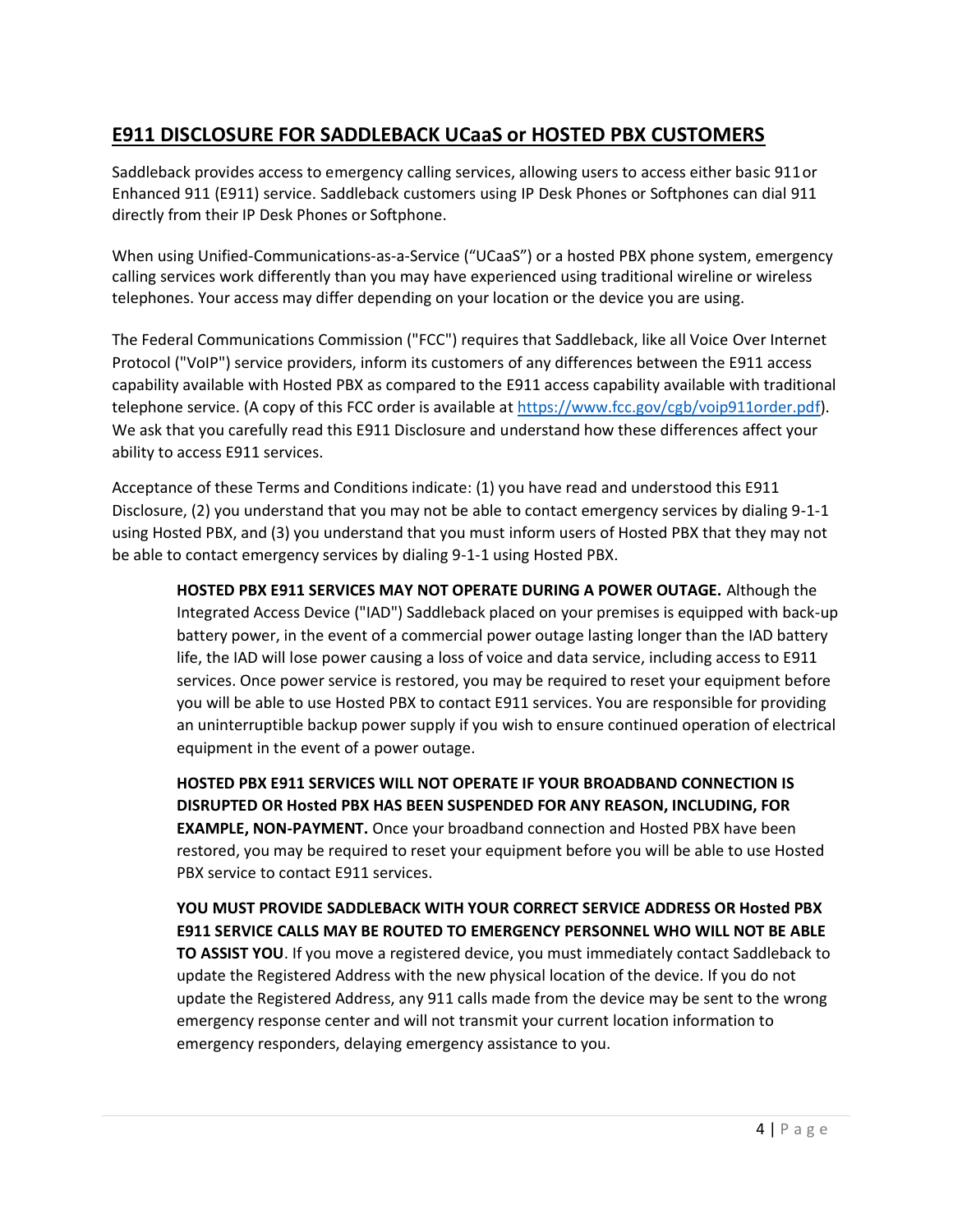## E911 DISCLOSURE FOR SADDLEBACK UCaaS or HOSTED PBX CUSTOMERS

Saddleback provides access to emergency calling services, allowing users to access either basic 911 or Enhanced 911 (E911) service. Saddleback customers using IP Desk Phones or Softphones can dial 911 directly from their IP Desk Phones or Softphone.

When using Unified-Communications-as-a-Service ("UCaaS") or a hosted PBX phone system, emergency calling services work differently than you may have experienced using traditional wireline or wireless telephones. Your access may differ depending on your location or the device you are using.

The Federal Communications Commission ("FCC") requires that Saddleback, like all Voice Over Internet Protocol ("VoIP") service providers, inform its customers of any differences between the E911 access capability available with Hosted PBX as compared to the E911 access capability available with traditional telephone service. (A copy of this FCC order is available at [https://www.fcc.gov/cgb/voip911order.pdf](https://www.fcc.gov/cgb/voip911order.pdf)). We ask that you carefully read this E911 Disclosure and understand how these differences affect your ability to access E911 services.

Acceptance of these Terms and Conditions indicate: (1) you have read and understood this E911 Disclosure, (2) you understand that you may not be able to contact emergency services by dialing 9-1-1 using Hosted PBX, and (3) you understand that you must inform users of Hosted PBX that they may not be able to contact emergency services by dialing 9-1-1 using Hosted PBX.

> **HOSTED PBX E911 SERVICES MAY NOT OPERATE DURING A POWER OUTAGE.** Although the Integrated Access Device ("IAD") Saddleback placed on your premises is equipped with back-up battery power, in the event of a commercial power outage lasting longer than the IAD battery life, the IAD will lose power causing a loss of voice and data service, including access to E911 services. Once power service is restored, you may be required to reset your equipment before you will be able to use Hosted PBX to contact E911 services. You are responsible for providing an uninterruptible backup power supply if you wish to ensure continued operation of electrical equipment in the event of a power outage.
>
> **HOSTED PBX E911 SERVICES WILL NOT OPERATE IF YOUR BROADBAND CONNECTION IS DISRUPTED OR Hosted PBX HAS BEEN SUSPENDED FOR ANY REASON, INCLUDING, FOR EXAMPLE, NON-PAYMENT.** Once your broadband connection and Hosted PBX have been restored, you may be required to reset your equipment before you will be able to use Hosted PBX service to contact E911 services.
>
> **YOU MUST PROVIDE SADDLEBACK WITH YOUR CORRECT SERVICE ADDRESS OR Hosted PBX E911 SERVICE CALLS MAY BE ROUTED TO EMERGENCY PERSONNEL WHO WILL NOT BE ABLE TO ASSIST YOU**. If you move a registered device, you must immediately contact Saddleback to update the Registered Address with the new physical location of the device. If you do not update the Registered Address, any 911 calls made from the device may be sent to the wrong emergency response center and will not transmit your current location information to emergency responders, delaying emergency assistance to you.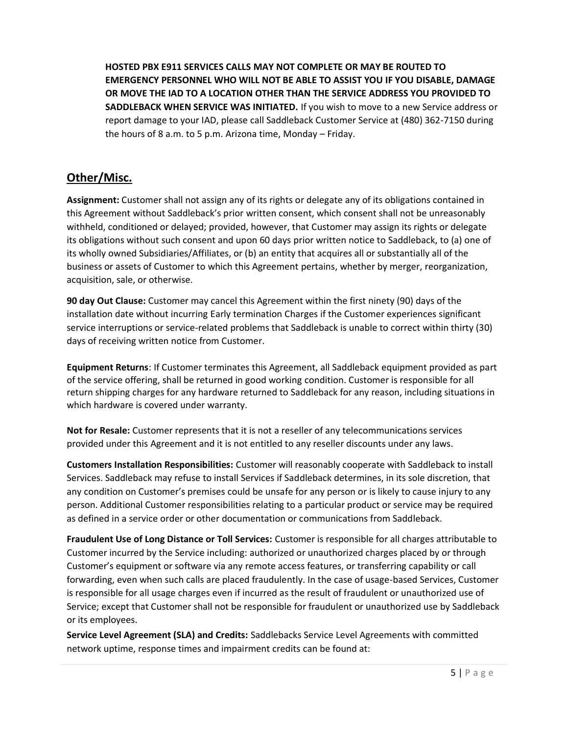**HOSTED PBX E911 SERVICES CALLS MAY NOT COMPLETE OR MAY BE ROUTED TO EMERGENCY PERSONNEL WHO WILL NOT BE ABLE TO ASSIST YOU IF YOU DISABLE, DAMAGE OR MOVE THE IAD TO A LOCATION OTHER THAN THE SERVICE ADDRESS YOU PROVIDED TO SADDLEBACK WHEN SERVICE WAS INITIATED.** If you wish to move to a new Service address or report damage to your IAD, please call Saddleback Customer Service at (480) 362-7150 during the hours of 8 a.m. to 5 p.m. Arizona time, Monday – Friday.

## Other/Misc.

**Assignment:** Customer shall not assign any of its rights or delegate any of its obligations contained in this Agreement without Saddleback's prior written consent, which consent shall not be unreasonably withheld, conditioned or delayed; provided, however, that Customer may assign its rights or delegate its obligations without such consent and upon 60 days prior written notice to Saddleback, to (a) one of its wholly owned Subsidiaries/Affiliates, or (b) an entity that acquires all or substantially all of the business or assets of Customer to which this Agreement pertains, whether by merger, reorganization, acquisition, sale, or otherwise.

**90 day Out Clause:** Customer may cancel this Agreement within the first ninety (90) days of the installation date without incurring Early termination Charges if the Customer experiences significant service interruptions or service-related problems that Saddleback is unable to correct within thirty (30) days of receiving written notice from Customer.

**Equipment Returns**: If Customer terminates this Agreement, all Saddleback equipment provided as part of the service offering, shall be returned in good working condition. Customer is responsible for all return shipping charges for any hardware returned to Saddleback for any reason, including situations in which hardware is covered under warranty.

**Not for Resale:** Customer represents that it is not a reseller of any telecommunications services provided under this Agreement and it is not entitled to any reseller discounts under any laws.

**Customers Installation Responsibilities:** Customer will reasonably cooperate with Saddleback to install Services. Saddleback may refuse to install Services if Saddleback determines, in its sole discretion, that any condition on Customer's premises could be unsafe for any person or is likely to cause injury to any person. Additional Customer responsibilities relating to a particular product or service may be required as defined in a service order or other documentation or communications from Saddleback.

**Fraudulent Use of Long Distance or Toll Services:** Customer is responsible for all charges attributable to Customer incurred by the Service including: authorized or unauthorized charges placed by or through Customer's equipment or software via any remote access features, or transferring capability or call forwarding, even when such calls are placed fraudulently. In the case of usage-based Services, Customer is responsible for all usage charges even if incurred as the result of fraudulent or unauthorized use of Service; except that Customer shall not be responsible for fraudulent or unauthorized use by Saddleback or its employees.

**Service Level Agreement (SLA) and Credits:** Saddlebacks Service Level Agreements with committed network uptime, response times and impairment credits can be found at: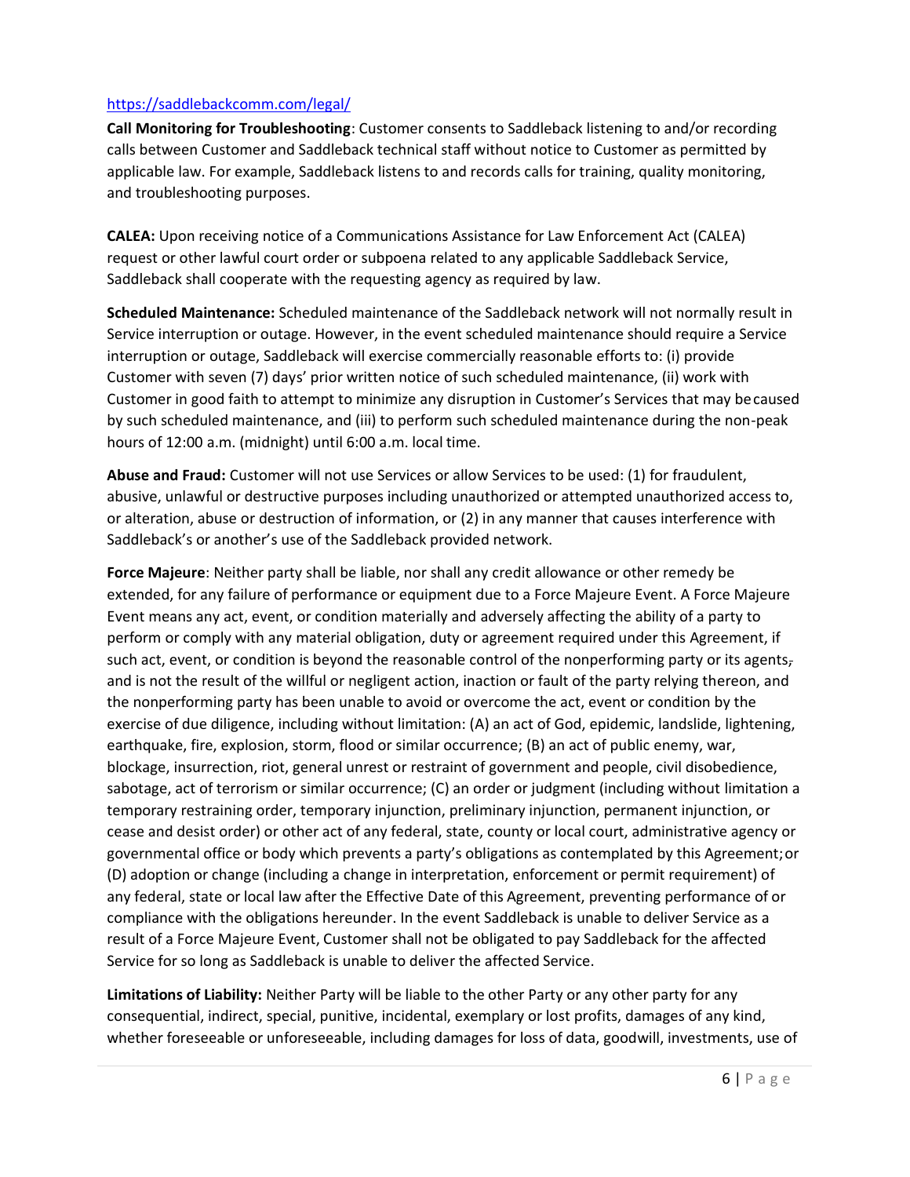https://saddlebackcomm.com/legal/

**Call Monitoring for Troubleshooting**: Customer consents to Saddleback listening to and/or recording calls between Customer and Saddleback technical staff without notice to Customer as permitted by applicable law. For example, Saddleback listens to and records calls for training, quality monitoring, and troubleshooting purposes.

**CALEA:** Upon receiving notice of a Communications Assistance for Law Enforcement Act (CALEA) request or other lawful court order or subpoena related to any applicable Saddleback Service, Saddleback shall cooperate with the requesting agency as required by law.

**Scheduled Maintenance:** Scheduled maintenance of the Saddleback network will not normally result in Service interruption or outage. However, in the event scheduled maintenance should require a Service interruption or outage, Saddleback will exercise commercially reasonable efforts to: (i) provide Customer with seven (7) days' prior written notice of such scheduled maintenance, (ii) work with Customer in good faith to attempt to minimize any disruption in Customer's Services that may be caused by such scheduled maintenance, and (iii) to perform such scheduled maintenance during the non-peak hours of 12:00 a.m. (midnight) until 6:00 a.m. local time.

**Abuse and Fraud:** Customer will not use Services or allow Services to be used: (1) for fraudulent, abusive, unlawful or destructive purposes including unauthorized or attempted unauthorized access to, or alteration, abuse or destruction of information, or (2) in any manner that causes interference with Saddleback's or another's use of the Saddleback provided network.

**Force Majeure**: Neither party shall be liable, nor shall any credit allowance or other remedy be extended, for any failure of performance or equipment due to a Force Majeure Event. A Force Majeure Event means any act, event, or condition materially and adversely affecting the ability of a party to perform or comply with any material obligation, duty or agreement required under this Agreement, if such act, event, or condition is beyond the reasonable control of the nonperforming party or its agents, and is not the result of the willful or negligent action, inaction or fault of the party relying thereon, and the nonperforming party has been unable to avoid or overcome the act, event or condition by the exercise of due diligence, including without limitation: (A) an act of God, epidemic, landslide, lightening, earthquake, fire, explosion, storm, flood or similar occurrence; (B) an act of public enemy, war, blockage, insurrection, riot, general unrest or restraint of government and people, civil disobedience, sabotage, act of terrorism or similar occurrence; (C) an order or judgment (including without limitation a temporary restraining order, temporary injunction, preliminary injunction, permanent injunction, or cease and desist order) or other act of any federal, state, county or local court, administrative agency or governmental office or body which prevents a party's obligations as contemplated by this Agreement; or (D) adoption or change (including a change in interpretation, enforcement or permit requirement) of any federal, state or local law after the Effective Date of this Agreement, preventing performance of or compliance with the obligations hereunder. In the event Saddleback is unable to deliver Service as a result of a Force Majeure Event, Customer shall not be obligated to pay Saddleback for the affected Service for so long as Saddleback is unable to deliver the affected Service.

**Limitations of Liability:** Neither Party will be liable to the other Party or any other party for any consequential, indirect, special, punitive, incidental, exemplary or lost profits, damages of any kind, whether foreseeable or unforeseeable, including damages for loss of data, goodwill, investments, use of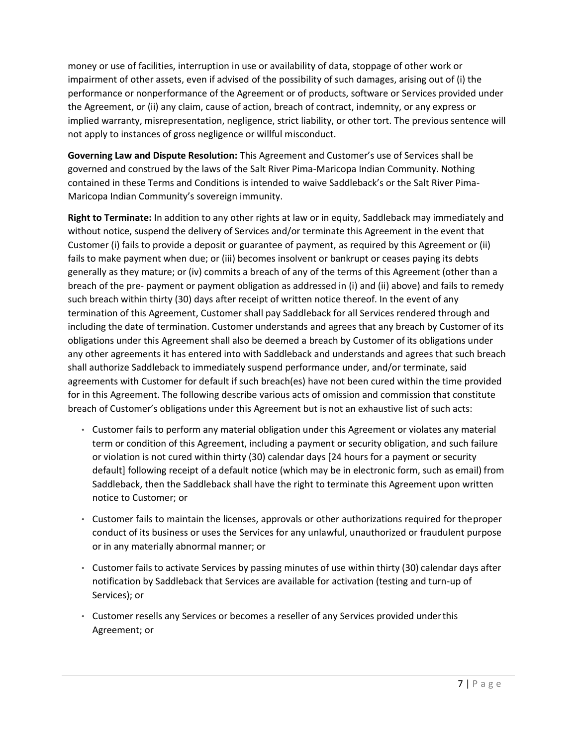money or use of facilities, interruption in use or availability of data, stoppage of other work or impairment of other assets, even if advised of the possibility of such damages, arising out of (i) the performance or nonperformance of the Agreement or of products, software or Services provided under the Agreement, or (ii) any claim, cause of action, breach of contract, indemnity, or any express or implied warranty, misrepresentation, negligence, strict liability, or other tort. The previous sentence will not apply to instances of gross negligence or willful misconduct.

**Governing Law and Dispute Resolution:** This Agreement and Customer's use of Services shall be governed and construed by the laws of the Salt River Pima-Maricopa Indian Community. Nothing contained in these Terms and Conditions is intended to waive Saddleback's or the Salt River Pima-Maricopa Indian Community's sovereign immunity.

**Right to Terminate:** In addition to any other rights at law or in equity, Saddleback may immediately and without notice, suspend the delivery of Services and/or terminate this Agreement in the event that Customer (i) fails to provide a deposit or guarantee of payment, as required by this Agreement or (ii) fails to make payment when due; or (iii) becomes insolvent or bankrupt or ceases paying its debts generally as they mature; or (iv) commits a breach of any of the terms of this Agreement (other than a breach of the pre- payment or payment obligation as addressed in (i) and (ii) above) and fails to remedy such breach within thirty (30) days after receipt of written notice thereof. In the event of any termination of this Agreement, Customer shall pay Saddleback for all Services rendered through and including the date of termination. Customer understands and agrees that any breach by Customer of its obligations under this Agreement shall also be deemed a breach by Customer of its obligations under any other agreements it has entered into with Saddleback and understands and agrees that such breach shall authorize Saddleback to immediately suspend performance under, and/or terminate, said agreements with Customer for default if such breach(es) have not been cured within the time provided for in this Agreement. The following describe various acts of omission and commission that constitute breach of Customer's obligations under this Agreement but is not an exhaustive list of such acts:

- Customer fails to perform any material obligation under this Agreement or violates any material term or condition of this Agreement, including a payment or security obligation, and such failure or violation is not cured within thirty (30) calendar days [24 hours for a payment or security default] following receipt of a default notice (which may be in electronic form, such as email) from Saddleback, then the Saddleback shall have the right to terminate this Agreement upon written notice to Customer; or
- Customer fails to maintain the licenses, approvals or other authorizations required for theproper conduct of its business or uses the Services for any unlawful, unauthorized or fraudulent purpose or in any materially abnormal manner; or
- Customer fails to activate Services by passing minutes of use within thirty (30) calendar days after notification by Saddleback that Services are available for activation (testing and turn-up of Services); or
- Customer resells any Services or becomes a reseller of any Services provided underthis Agreement; or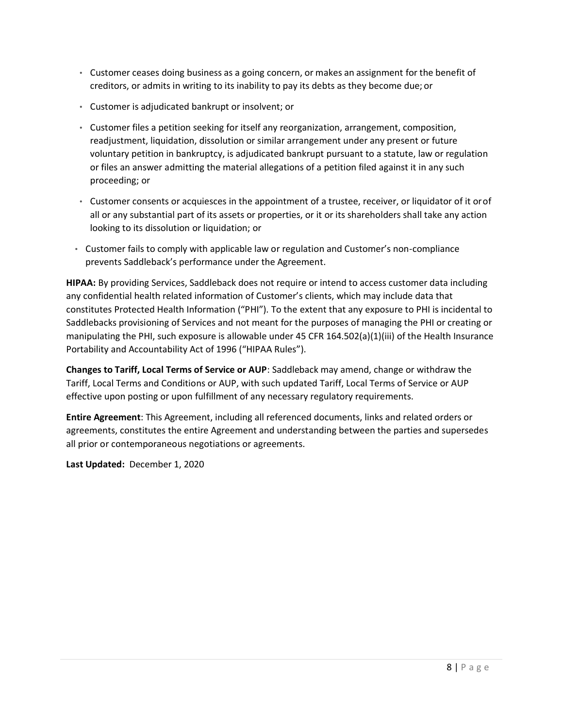- Customer ceases doing business as a going concern, or makes an assignment for the benefit of creditors, or admits in writing to its inability to pay its debts as they become due; or
- Customer is adjudicated bankrupt or insolvent; or
- Customer files a petition seeking for itself any reorganization, arrangement, composition, readjustment, liquidation, dissolution or similar arrangement under any present or future voluntary petition in bankruptcy, is adjudicated bankrupt pursuant to a statute, law or regulation or files an answer admitting the material allegations of a petition filed against it in any such proceeding; or
- Customer consents or acquiesces in the appointment of a trustee, receiver, or liquidator of it or of all or any substantial part of its assets or properties, or it or its shareholders shall take any action looking to its dissolution or liquidation; or
- Customer fails to comply with applicable law or regulation and Customer's non-compliance prevents Saddleback's performance under the Agreement.

**HIPAA:** By providing Services, Saddleback does not require or intend to access customer data including any confidential health related information of Customer's clients, which may include data that constitutes Protected Health Information ("PHI"). To the extent that any exposure to PHI is incidental to Saddlebacks provisioning of Services and not meant for the purposes of managing the PHI or creating or manipulating the PHI, such exposure is allowable under 45 CFR 164.502(a)(1)(iii) of the Health Insurance Portability and Accountability Act of 1996 ("HIPAA Rules").

**Changes to Tariff, Local Terms of Service or AUP**: Saddleback may amend, change or withdraw the Tariff, Local Terms and Conditions or AUP, with such updated Tariff, Local Terms of Service or AUP effective upon posting or upon fulfillment of any necessary regulatory requirements.

**Entire Agreement**: This Agreement, including all referenced documents, links and related orders or agreements, constitutes the entire Agreement and understanding between the parties and supersedes all prior or contemporaneous negotiations or agreements.

**Last Updated:** December 1, 2020